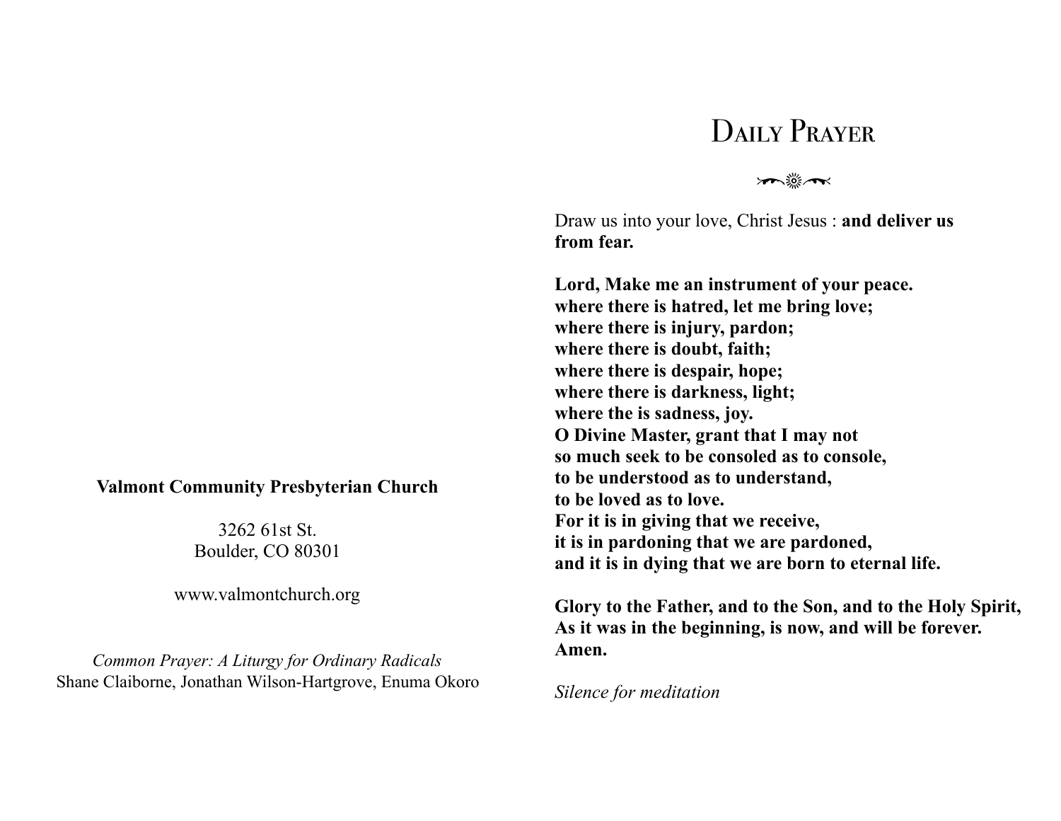**Valmont Community Presbyterian Church**

3262 61st St.
Boulder, CO 80301

www.valmontchurch.org

*Common Prayer: A Liturgy for Ordinary Radicals*
Shane Claiborne, Jonathan Wilson-Hartgrove, Enuma Okoro

# Daily Prayer

Draw us into your love, Christ Jesus : **and deliver us from fear.**

**Lord, Make me an instrument of your peace.**
**where there is hatred, let me bring love;**
**where there is injury, pardon;**
**where there is doubt, faith;**
**where there is despair, hope;**
**where there is darkness, light;**
**where the is sadness, joy.**
**O Divine Master, grant that I may not**
**so much seek to be consoled as to console,**
**to be understood as to understand,**
**to be loved as to love.**
**For it is in giving that we receive,**
**it is in pardoning that we are pardoned,**
**and it is in dying that we are born to eternal life.**

**Glory to the Father, and to the Son, and to the Holy Spirit,**
**As it was in the beginning, is now, and will be forever.**
**Amen.**

*Silence for meditation*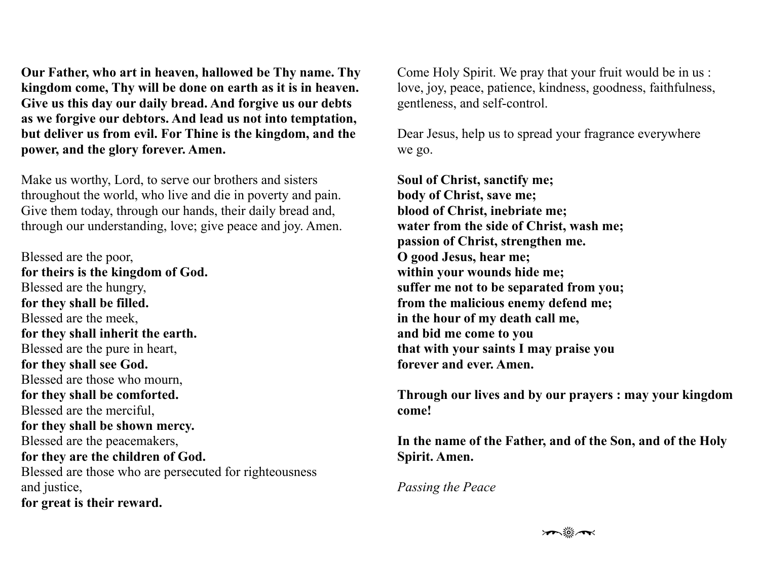**Our Father, who art in heaven, hallowed be Thy name. Thy kingdom come, Thy will be done on earth as it is in heaven. Give us this day our daily bread. And forgive us our debts as we forgive our debtors. And lead us not into temptation, but deliver us from evil. For Thine is the kingdom, and the power, and the glory forever. Amen.**

Make us worthy, Lord, to serve our brothers and sisters throughout the world, who live and die in poverty and pain. Give them today, through our hands, their daily bread and, through our understanding, love; give peace and joy. Amen.

Blessed are the poor,
**for theirs is the kingdom of God.**
Blessed are the hungry,
**for they shall be filled.**
Blessed are the meek,
**for they shall inherit the earth.**
Blessed are the pure in heart,
**for they shall see God.**
Blessed are those who mourn,
**for they shall be comforted.**
Blessed are the merciful,
**for they shall be shown mercy.**
Blessed are the peacemakers,
**for they are the children of God.**
Blessed are those who are persecuted for righteousness and justice,
**for great is their reward.**

Come Holy Spirit. We pray that your fruit would be in us : love, joy, peace, patience, kindness, goodness, faithfulness, gentleness, and self-control.

Dear Jesus, help us to spread your fragrance everywhere we go.

**Soul of Christ, sanctify me;**
**body of Christ, save me;**
**blood of Christ, inebriate me;**
**water from the side of Christ, wash me;**
**passion of Christ, strengthen me.**
**O good Jesus, hear me;**
**within your wounds hide me;**
**suffer me not to be separated from you;**
**from the malicious enemy defend me;**
**in the hour of my death call me,**
**and bid me come to you**
**that with your saints I may praise you**
**forever and ever. Amen.**

**Through our lives and by our prayers : may your kingdom come!**

**In the name of the Father, and of the Son, and of the Holy Spirit. Amen.**

*Passing the Peace*